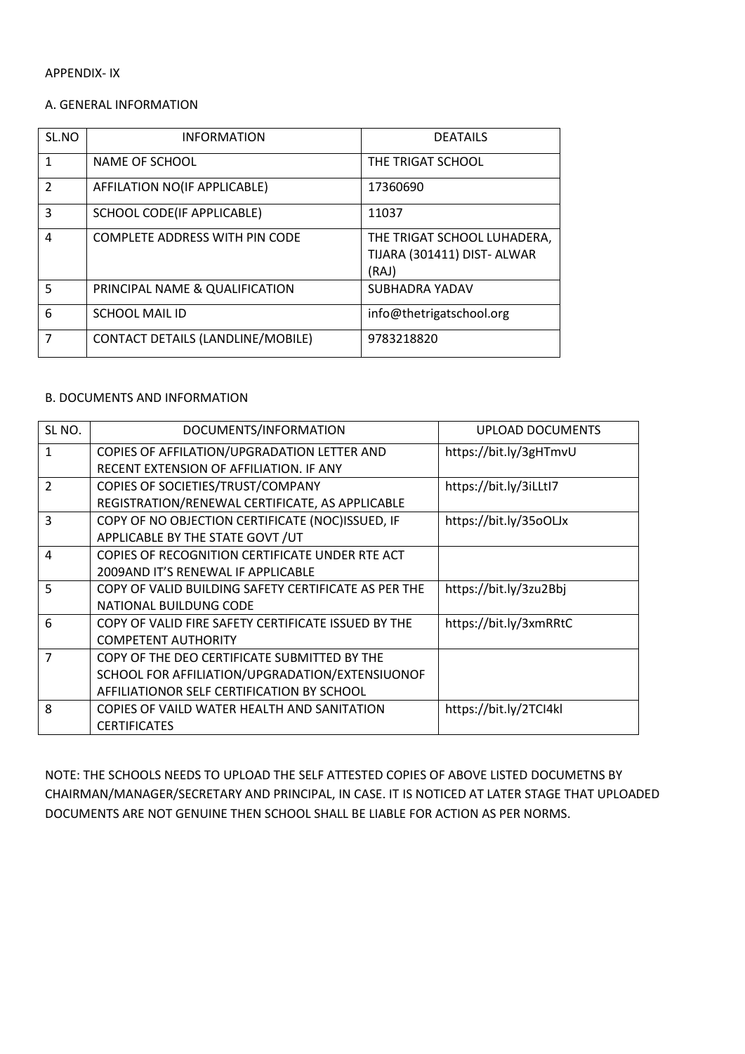APPENDIX- IX

A. GENERAL INFORMATION

| SL.NO | INFORMATION | DEATAILS |
|---|---|---|
| 1 | NAME OF SCHOOL | THE TRIGAT SCHOOL |
| 2 | AFFILATION NO(IF APPLICABLE) | 17360690 |
| 3 | SCHOOL CODE(IF APPLICABLE) | 11037 |
| 4 | COMPLETE ADDRESS WITH PIN CODE | THE TRIGAT SCHOOL LUHADERA, TIJARA (301411) DIST- ALWAR (RAJ) |
| 5 | PRINCIPAL NAME & QUALIFICATION | SUBHADRA YADAV |
| 6 | SCHOOL MAIL ID | info@thetrigatschool.org |
| 7 | CONTACT DETAILS (LANDLINE/MOBILE) | 9783218820 |

B. DOCUMENTS AND INFORMATION

| SL NO. | DOCUMENTS/INFORMATION | UPLOAD DOCUMENTS |
|---|---|---|
| 1 | COPIES OF AFFILATION/UPGRADATION LETTER AND RECENT EXTENSION OF AFFILIATION. IF ANY | https://bit.ly/3gHTmvU |
| 2 | COPIES OF SOCIETIES/TRUST/COMPANY REGISTRATION/RENEWAL CERTIFICATE, AS APPLICABLE | https://bit.ly/3iLLtI7 |
| 3 | COPY OF NO OBJECTION CERTIFICATE (NOC)ISSUED, IF APPLICABLE BY THE STATE GOVT /UT | https://bit.ly/35oOLJx |
| 4 | COPIES OF RECOGNITION CERTIFICATE UNDER RTE ACT 2009AND IT'S RENEWAL IF APPLICABLE | |
| 5 | COPY OF VALID BUILDING SAFETY CERTIFICATE AS PER THE NATIONAL BUILDUNG CODE | https://bit.ly/3zu2Bbj |
| 6 | COPY OF VALID FIRE SAFETY CERTIFICATE ISSUED BY THE COMPETENT AUTHORITY | https://bit.ly/3xmRRtC |
| 7 | COPY OF THE DEO CERTIFICATE SUBMITTED BY THE SCHOOL FOR AFFILIATION/UPGRADATION/EXTENSIUONOF AFFILIATIONOR SELF CERTIFICATION BY SCHOOL | |
| 8 | COPIES OF VAILD WATER HEALTH AND SANITATION CERTIFICATES | https://bit.ly/2TCI4kl |

NOTE: THE SCHOOLS NEEDS TO UPLOAD THE SELF ATTESTED COPIES OF ABOVE LISTED DOCUMETNS BY CHAIRMAN/MANAGER/SECRETARY AND PRINCIPAL, IN CASE. IT IS NOTICED AT LATER STAGE THAT UPLOADED DOCUMENTS ARE NOT GENUINE THEN SCHOOL SHALL BE LIABLE FOR ACTION AS PER NORMS.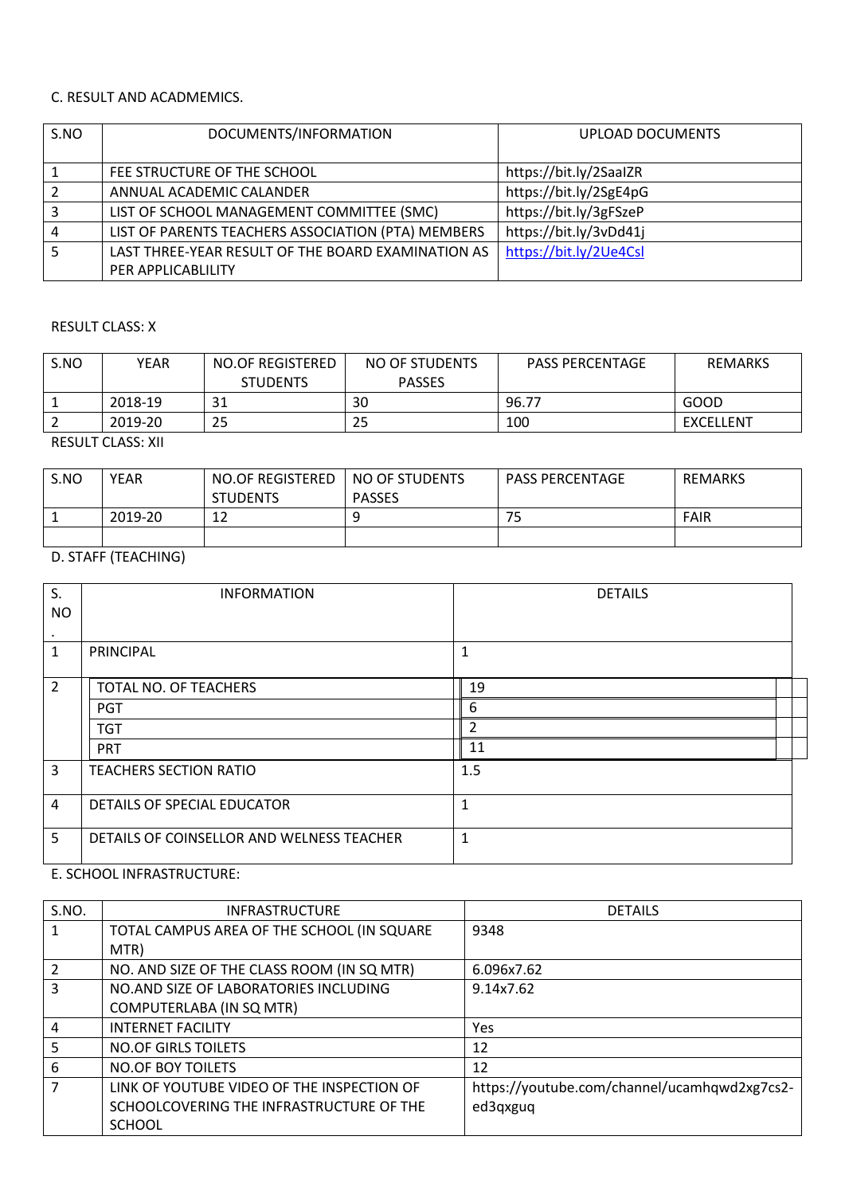C. RESULT AND ACADMEMICS.

| S.NO | DOCUMENTS/INFORMATION | UPLOAD DOCUMENTS |
|---|---|---|
| 1 | FEE STRUCTURE OF THE SCHOOL | https://bit.ly/2SaaIZR |
| 2 | ANNUAL ACADEMIC CALANDER | https://bit.ly/2SgE4pG |
| 3 | LIST OF SCHOOL MANAGEMENT COMMITTEE (SMC) | https://bit.ly/3gFSzeP |
| 4 | LIST OF PARENTS TEACHERS ASSOCIATION (PTA) MEMBERS | https://bit.ly/3vDd41j |
| 5 | LAST THREE-YEAR RESULT OF THE BOARD EXAMINATION AS PER APPLICABLILITY | https://bit.ly/2Ue4Csl |

RESULT CLASS: X

| S.NO | YEAR | NO.OF REGISTERED STUDENTS | NO OF STUDENTS PASSES | PASS PERCENTAGE | REMARKS |
|---|---|---|---|---|---|
| 1 | 2018-19 | 31 | 30 | 96.77 | GOOD |
| 2 | 2019-20 | 25 | 25 | 100 | EXCELLENT |

RESULT CLASS: XII

| S.NO | YEAR | NO.OF REGISTERED STUDENTS | NO OF STUDENTS PASSES | PASS PERCENTAGE | REMARKS |
|---|---|---|---|---|---|
| 1 | 2019-20 | 12 | 9 | 75 | FAIR |
| | | | | | |

D. STAFF (TEACHING)

| S. NO . | INFORMATION | DETAILS |
|---|---|---|
| 1 | PRINCIPAL | 1 |
| 2 | TOTAL NO. OF TEACHERS | 19 |
| | PGT | 6 |
| | TGT | 2 |
| | PRT | 11 |
| 3 | TEACHERS SECTION RATIO | 1.5 |
| 4 | DETAILS OF SPECIAL EDUCATOR | 1 |
| 5 | DETAILS OF COINSELLOR AND WELNESS TEACHER | 1 |

E. SCHOOL INFRASTRUCTURE:

| S.NO. | INFRASTRUCTURE | DETAILS |
|---|---|---|
| 1 | TOTAL CAMPUS AREA OF THE SCHOOL (IN SQUARE MTR) | 9348 |
| 2 | NO. AND SIZE OF THE CLASS ROOM (IN SQ MTR) | 6.096x7.62 |
| 3 | NO.AND SIZE OF LABORATORIES INCLUDING COMPUTERLABA (IN SQ MTR) | 9.14x7.62 |
| 4 | INTERNET FACILITY | Yes |
| 5 | NO.OF GIRLS TOILETS | 12 |
| 6 | NO.OF BOY TOILETS | 12 |
| 7 | LINK OF YOUTUBE VIDEO OF THE INSPECTION OF SCHOOLCOVERING THE INFRASTRUCTURE OF THE SCHOOL | https://youtube.com/channel/ucamhqwd2xg7cs2-ed3qxguq |